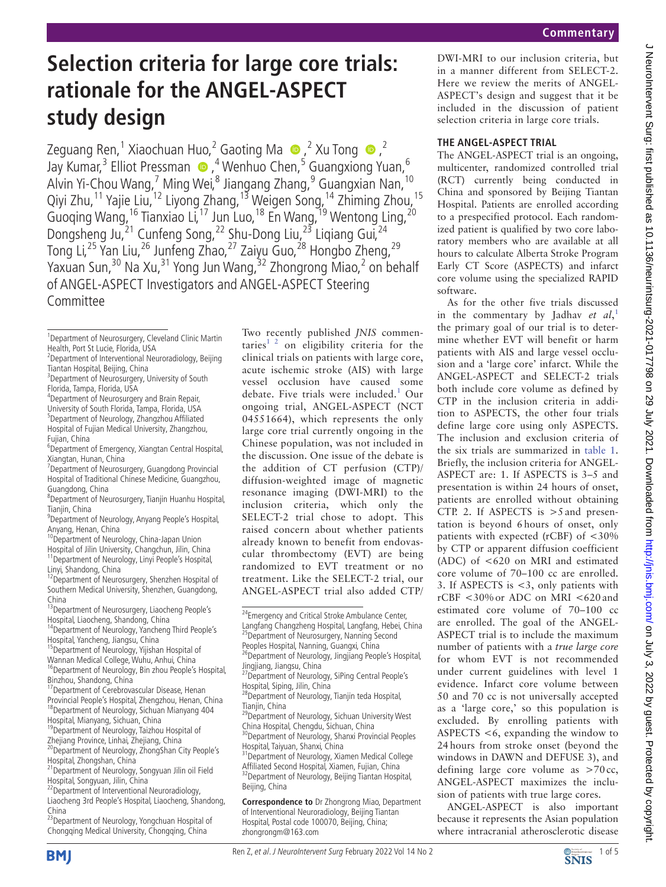# Selection criteria for large core trials: rationale for the ANGEL-ASPECT study design

Zeguang Ren,[1] Xiaochuan Huo,[2] Gaoting Ma,[2] Xu Tong,[2] Jay Kumar,[3] Elliot Pressman,[4] Wenhuo Chen,[5] Guangxiong Yuan,[6] Alvin Yi-Chou Wang,[7] Ming Wei,[8] Jiangang Zhang,[9] Guangxian Nan,[10] Qiyi Zhu,[11] Yajie Liu,[12] Liyong Zhang,[13] Weigen Song,[14] Zhiming Zhou,[15] Guoqing Wang,[16] Tianxiao Li,[17] Jun Luo,[18] En Wang,[19] Wentong Ling,[20] Dongsheng Ju,[21] Cunfeng Song,[22] Shu-Dong Liu,[23] Liqiang Gui,[24] Tong Li,[25] Yan Liu,[26] Junfeng Zhao,[27] Zaiyu Guo,[28] Hongbo Zheng,[29] Yaxuan Sun,[30] Na Xu,[31] Yong Jun Wang,[32] Zhongrong Miao,[2] on behalf of ANGEL-ASPECT Investigators and ANGEL-ASPECT Steering Committee

[1]Department of Neurosurgery, Cleveland Clinic Martin Health, Port St Lucie, Florida, USA
[2]Department of Interventional Neuroradiology, Beijing Tiantan Hospital, Beijing, China
[3]Department of Neurosurgery, University of South Florida, Tampa, Florida, USA
[4]Department of Neurosurgery and Brain Repair, University of South Florida, Tampa, Florida, USA
[5]Department of Neurology, Zhangzhou Affiliated Hospital of Fujian Medical University, Zhangzhou, Fujian, China
[6]Department of Emergency, Xiangtan Central Hospital, Xiangtan, Hunan, China
[7]Department of Neurosurgery, Guangdong Provincial Hospital of Traditional Chinese Medicine, Guangzhou, Guangdong, China
[8]Department of Neurosurgery, Tianjin Huanhu Hospital, Tianjin, China
[9]Department of Neurology, Anyang People's Hospital, Anyang, Henan, China
[10]Department of Neurology, China-Japan Union Hospital of Jilin University, Changchun, Jilin, China
[11]Department of Neurology, Linyi People's Hospital, Linyi, Shandong, China
[12]Department of Neurosurgery, Shenzhen Hospital of Southern Medical University, Shenzhen, Guangdong, China
[13]Department of Neurosurgery, Liaocheng People's Hospital, Liaocheng, Shandong, China
[14]Department of Neurology, Yancheng Third People's Hospital, Yancheng, Jiangsu, China
[15]Department of Neurology, Yijishan Hospital of Wannan Medical College, Wuhu, Anhui, China
[16]Department of Neurology, Bin zhou People's Hospital, Binzhou, Shandong, China
[17]Department of Cerebrovascular Disease, Henan Provincial People's Hospital, Zhengzhou, Henan, China
[18]Department of Neurology, Sichuan Mianyang 404 Hospital, Mianyang, Sichuan, China
[19]Department of Neurology, Taizhou Hospital of Zhejiang Province, Linhai, Zhejiang, China
[20]Department of Neurology, ZhongShan City People's Hospital, Zhongshan, China
[21]Department of Neurology, Songyuan Jilin oil Field Hospital, Songyuan, Jilin, China
[22]Department of Interventional Neuroradiology, Liaocheng 3rd People's Hospital, Liaocheng, Shandong, China
[23]Department of Neurology, Yongchuan Hospital of Chongqing Medical University, Chongqing, China
[24]Emergency and Critical Stroke Ambulance Center, Langfang Changzheng Hospital, Langfang, Hebei, China
[25]Department of Neurosurgery, Nanning Second Peoples Hospital, Nanning, Guangxi, China
[26]Department of Neurology, Jingjiang People's Hospital, Jingjiang, Jiangsu, China
[27]Department of Neurology, SiPing Central People's Hospital, Siping, Jilin, China
[28]Department of Neurology, Tianjin teda Hospital, Tianjin, China
[29]Department of Neurology, Sichuan University West China Hospital, Chengdu, Sichuan, China
[30]Department of Neurology, Shanxi Provincial Peoples Hospital, Taiyuan, Shanxi, China
[31]Department of Neurology, Xiamen Medical College Affiliated Second Hospital, Xiamen, Fujian, China
[32]Department of Neurology, Beijing Tiantan Hospital, Beijing, China

**Correspondence to** Dr Zhongrong Miao, Department of Interventional Neuroradiology, Beijing Tiantan Hospital, Postal code 100070, Beijing, China; zhongrongm@163.com

Two recently published *JNIS* commentaries[1 2] on eligibility criteria for the clinical trials on patients with large core, acute ischemic stroke (AIS) with large vessel occlusion have caused some debate. Five trials were included.[1] Our ongoing trial, ANGEL-ASPECT (NCT 04551664), which represents the only large core trial currently ongoing in the Chinese population, was not included in the discussion. One issue of the debate is the addition of CT perfusion (CTP)/ diffusion-weighted image of magnetic resonance imaging (DWI-MRI) to the inclusion criteria, which only the SELECT-2 trial chose to adopt. This raised concern about whether patients already known to benefit from endovascular thrombectomy (EVT) are being randomized to EVT treatment or no treatment. Like the SELECT-2 trial, our ANGEL-ASPECT trial also added CTP/DWI-MRI to our inclusion criteria, but in a manner different from SELECT-2. Here we review the merits of ANGEL-ASPECT's design and suggest that it be included in the discussion of patient selection criteria in large core trials.

## THE ANGEL-ASPECT TRIAL

The ANGEL-ASPECT trial is an ongoing, multicenter, randomized controlled trial (RCT) currently being conducted in China and sponsored by Beijing Tiantan Hospital. Patients are enrolled according to a prespecified protocol. Each randomized patient is qualified by two core laboratory members who are available at all hours to calculate Alberta Stroke Program Early CT Score (ASPECTS) and infarct core volume using the specialized RAPID software.

As for the other five trials discussed in the commentary by Jadhav *et al*,[1] the primary goal of our trial is to determine whether EVT will benefit or harm patients with AIS and large vessel occlusion and a 'large core' infarct. While the ANGEL-ASPECT and SELECT-2 trials both include core volume as defined by CTP in the inclusion criteria in addition to ASPECTS, the other four trials define large core using only ASPECTS. The inclusion and exclusion criteria of the six trials are summarized in table 1. Briefly, the inclusion criteria for ANGEL-ASPECT are: 1. If ASPECTS is 3–5 and presentation is within 24 hours of onset, patients are enrolled without obtaining CTP. 2. If ASPECTS is >5 and presentation is beyond 6 hours of onset, only patients with expected (rCBF) of <30% by CTP or apparent diffusion coefficient (ADC) of <620 on MRI and estimated core volume of 70–100 cc are enrolled. 3. If ASPECTS is <3, only patients with rCBF <30% or ADC on MRI <620 and estimated core volume of 70–100 cc are enrolled. The goal of the ANGEL-ASPECT trial is to include the maximum number of patients with a *true large core* for whom EVT is not recommended under current guidelines with level 1 evidence. Infarct core volume between 50 and 70 cc is not universally accepted as a 'large core,' so this population is excluded. By enrolling patients with ASPECTS <6, expanding the window to 24 hours from stroke onset (beyond the windows in DAWN and DEFUSE 3), and defining large core volume as >70 cc, ANGEL-ASPECT maximizes the inclusion of patients with true large cores.

ANGEL-ASPECT is also important because it represents the Asian population where intracranial atherosclerotic disease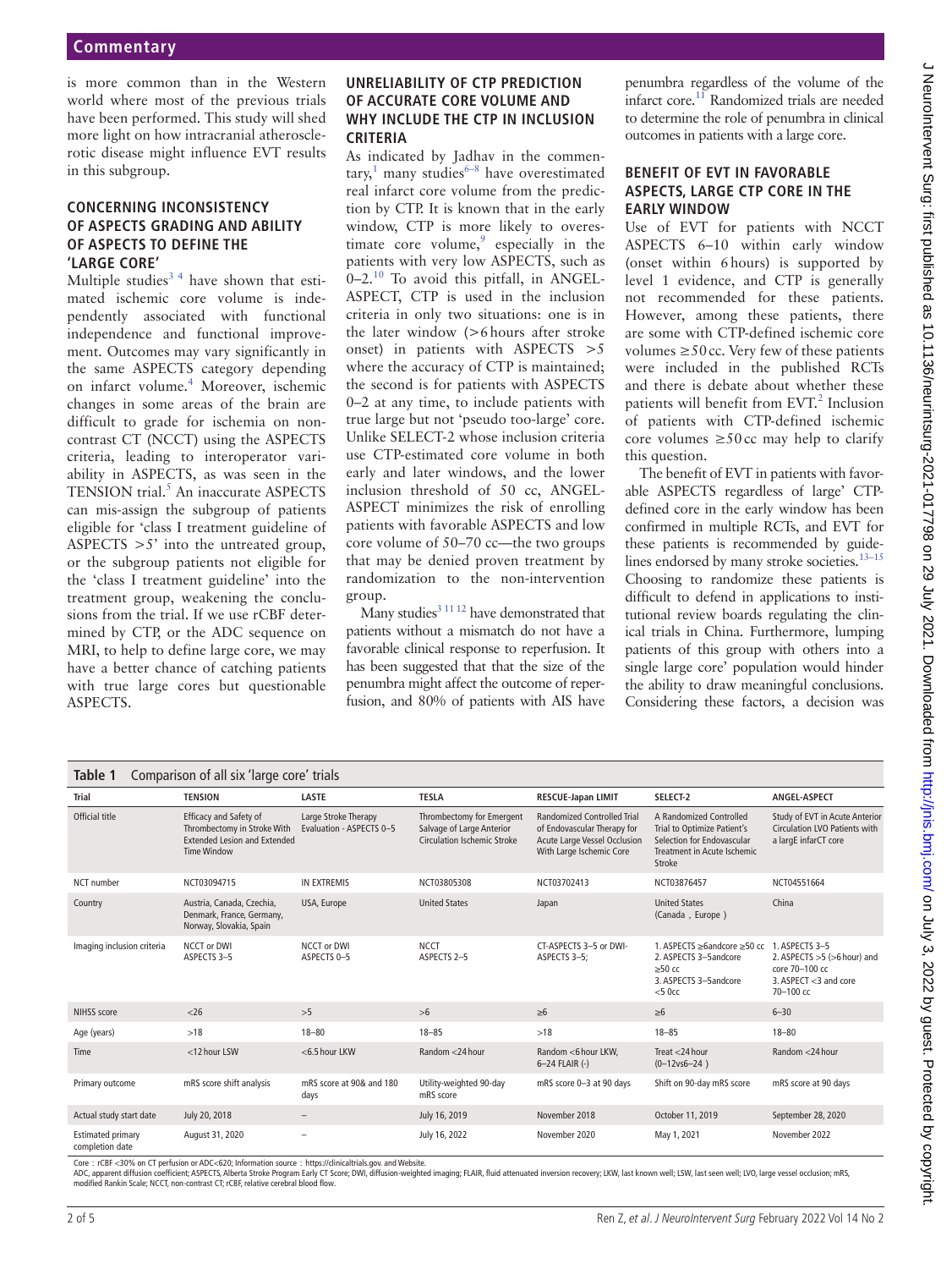is more common than in the Western world where most of the previous trials have been performed. This study will shed more light on how intracranial atherosclerotic disease might influence EVT results in this subgroup.

### CONCERNING INCONSISTENCY OF ASPECTS GRADING AND ABILITY OF ASPECTS TO DEFINE THE 'LARGE CORE'

Multiple studies[3 4] have shown that estimated ischemic core volume is independently associated with functional independence and functional improvement. Outcomes may vary significantly in the same ASPECTS category depending on infarct volume.[4] Moreover, ischemic changes in some areas of the brain are difficult to grade for ischemia on non-contrast CT (NCCT) using the ASPECTS criteria, leading to interoperator variability in ASPECTS, as was seen in the TENSION trial.[5] An inaccurate ASPECTS can mis-assign the subgroup of patients eligible for 'class I treatment guideline of ASPECTS >5' into the untreated group, or the subgroup patients not eligible for the 'class I treatment guideline' into the treatment group, weakening the conclusions from the trial. If we use rCBF determined by CTP, or the ADC sequence on MRI, to help to define large core, we may have a better chance of catching patients with true large cores but questionable ASPECTS.

### UNRELIABILITY OF CTP PREDICTION OF ACCURATE CORE VOLUME AND WHY INCLUDE THE CTP IN INCLUSION CRITERIA

As indicated by Jadhav in the commentary,[1] many studies[6–8] have overestimated real infarct core volume from the prediction by CTP. It is known that in the early window, CTP is more likely to overestimate core volume,[9] especially in the patients with very low ASPECTS, such as 0–2.[10] To avoid this pitfall, in ANGEL-ASPECT, CTP is used in the inclusion criteria in only two situations: one is in the later window (>6 hours after stroke onset) in patients with ASPECTS >5 where the accuracy of CTP is maintained; the second is for patients with ASPECTS 0–2 at any time, to include patients with true large but not 'pseudo too-large' core. Unlike SELECT-2 whose inclusion criteria use CTP-estimated core volume in both early and later windows, and the lower inclusion threshold of 50 cc, ANGEL-ASPECT minimizes the risk of enrolling patients with favorable ASPECTS and low core volume of 50–70 cc—the two groups that may be denied proven treatment by randomization to the non-intervention group.

Many studies[3 11 12] have demonstrated that patients without a mismatch do not have a favorable clinical response to reperfusion. It has been suggested that the size of the penumbra might affect the outcome of reperfusion, and 80% of patients with AIS have penumbra regardless of the volume of the infarct core.[11] Randomized trials are needed to determine the role of penumbra in clinical outcomes in patients with a large core.

### BENEFIT OF EVT IN FAVORABLE ASPECTS, LARGE CTP CORE IN THE EARLY WINDOW

Use of EVT for patients with NCCT ASPECTS 6–10 within early window (onset within 6 hours) is supported by level 1 evidence, and CTP is generally not recommended for these patients. However, among these patients, there are some with CTP-defined ischemic core volumes ≥50 cc. Very few of these patients were included in the published RCTs and there is debate about whether these patients will benefit from EVT.[2] Inclusion of patients with CTP-defined ischemic core volumes ≥50 cc may help to clarify this question.

The benefit of EVT in patients with favorable ASPECTS regardless of large' CTP-defined core in the early window has been confirmed in multiple RCTs, and EVT for these patients is recommended by guidelines endorsed by many stroke societies.[13–15] Choosing to randomize these patients is difficult to defend in applications to institutional review boards regulating the clinical trials in China. Furthermore, lumping patients of this group with others into a single large core' population would hinder the ability to draw meaningful conclusions. Considering these factors, a decision was

**Table 1** Comparison of all six 'large core' trials

| Trial | TENSION | LASTE | TESLA | RESCUE-Japan LIMIT | SELECT-2 | ANGEL-ASPECT |
|---|---|---|---|---|---|---|
| Official title | Efficacy and Safety of Thrombectomy in Stroke With Extended Lesion and Extended Time Window | Large Stroke Therapy Evaluation - ASPECTS 0–5 | Thrombectomy for Emergent Salvage of Large Anterior Circulation Ischemic Stroke | Randomized Controlled Trial of Endovascular Therapy for Acute Large Vessel Occlusion With Large Ischemic Core | A Randomized Controlled Trial to Optimize Patient's Selection for Endovascular Treatment in Acute Ischemic Stroke | Study of EVT in Acute Anterior Circulation LVO Patients with a largE infarCT core |
| NCT number | NCT03094715 | IN EXTREMIS | NCT03805308 | NCT03702413 | NCT03876457 | NCT04551664 |
| Country | Austria, Canada, Czechia, Denmark, France, Germany, Norway, Slovakia, Spain | USA, Europe | United States | Japan | United States (Canada，Europe) | China |
| Imaging inclusion criteria | NCCT or DWI ASPECTS 3–5 | NCCT or DWI ASPECTS 0–5 | NCCT ASPECTS 2–5 | CT-ASPECTS 3–5 or DWI-ASPECTS 3–5; | 1. ASPECTS ≥6andcore ≥50 cc<br>2. ASPECTS 3–5andcore ≥50 cc<br>3. ASPECTS 3–5andcore <5 0cc | 1. ASPECTS 3–5<br>2. ASPECTS >5 (>6 hour) and core 70–100 cc<br>3. ASPECT <3 and core 70–100 cc |
| NIHSS score | <26 | >5 | >6 | ≥6 | ≥6 | 6–30 |
| Age (years) | >18 | 18–80 | 18–85 | >18 | 18–85 | 18–80 |
| Time | <12 hour LSW | <6.5 hour LKW | Random <24 hour | Random <6 hour LKW, 6–24 FLAIR (-) | Treat <24 hour (0–12vs6–24) | Random <24 hour |
| Primary outcome | mRS score shift analysis | mRS score at 90& and 180 days | Utility-weighted 90-day mRS score | mRS score 0–3 at 90 days | Shift on 90-day mRS score | mRS score at 90 days |
| Actual study start date | July 20, 2018 | – | July 16, 2019 | November 2018 | October 11, 2019 | September 28, 2020 |
| Estimated primary completion date | August 31, 2020 | – | July 16, 2022 | November 2020 | May 1, 2021 | November 2022 |

Core：rCBF <30% on CT perfusion or ADC<620; Information source：https://clinicaltrials.gov. and Website.
ADC, apparent diffusion coefficient; ASPECTS, Alberta Stroke Program Early CT Score; DWI, diffusion-weighted imaging; FLAIR, fluid attenuated inversion recovery; LKW, last known well; LSW, last seen well; LVO, large vessel occlusion; mRS, modified Rankin Scale; NCCT, non-contrast CT; rCBF, relative cerebral blood flow.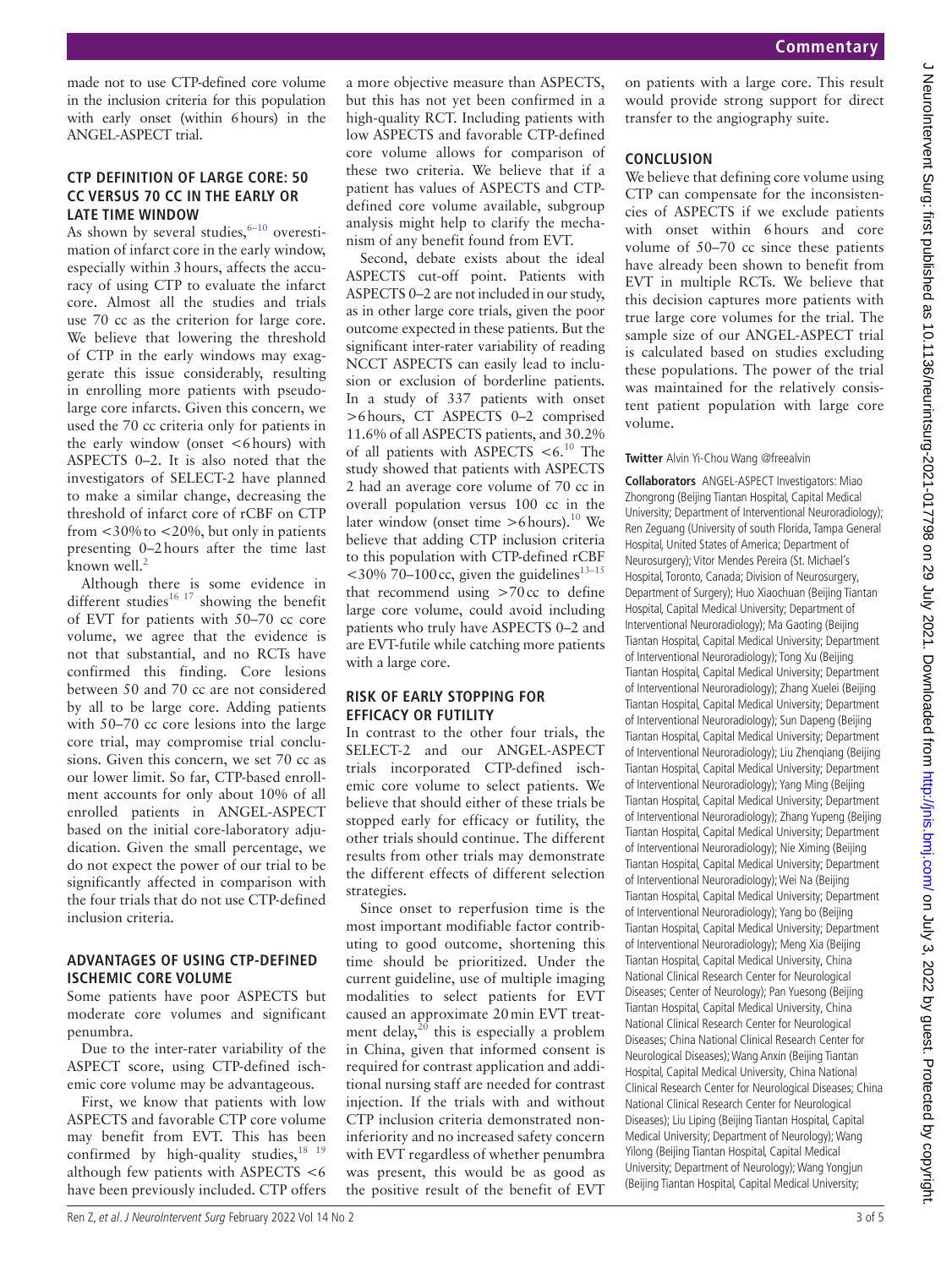made not to use CTP-defined core volume in the inclusion criteria for this population with early onset (within 6 hours) in the ANGEL-ASPECT trial.

## CTP DEFINITION OF LARGE CORE: 50 CC VERSUS 70 CC IN THE EARLY OR LATE TIME WINDOW

As shown by several studies,[6–10] overestimation of infarct core in the early window, especially within 3 hours, affects the accuracy of using CTP to evaluate the infarct core. Almost all the studies and trials use 70 cc as the criterion for large core. We believe that lowering the threshold of CTP in the early windows may exaggerate this issue considerably, resulting in enrolling more patients with pseudo-large core infarcts. Given this concern, we used the 70 cc criteria only for patients in the early window (onset <6 hours) with ASPECTS 0–2. It is also noted that the investigators of SELECT-2 have planned to make a similar change, decreasing the threshold of infarct core of rCBF on CTP from <30% to <20%, but only in patients presenting 0–2 hours after the time last known well.[2]

Although there is some evidence in different studies[16 17] showing the benefit of EVT for patients with 50–70 cc core volume, we agree that the evidence is not that substantial, and no RCTs have confirmed this finding. Core lesions between 50 and 70 cc are not considered by all to be large core. Adding patients with 50–70 cc core lesions into the large core trial, may compromise trial conclusions. Given this concern, we set 70 cc as our lower limit. So far, CTP-based enrollment accounts for only about 10% of all enrolled patients in ANGEL-ASPECT based on the initial core-laboratory adjudication. Given the small percentage, we do not expect the power of our trial to be significantly affected in comparison with the four trials that do not use CTP-defined inclusion criteria.

## ADVANTAGES OF USING CTP-DEFINED ISCHEMIC CORE VOLUME

Some patients have poor ASPECTS but moderate core volumes and significant penumbra.

Due to the inter-rater variability of the ASPECT score, using CTP-defined ischemic core volume may be advantageous.

First, we know that patients with low ASPECTS and favorable CTP core volume may benefit from EVT. This has been confirmed by high-quality studies,[18 19] although few patients with ASPECTS <6 have been previously included. CTP offers a more objective measure than ASPECTS, but this has not yet been confirmed in a high-quality RCT. Including patients with low ASPECTS and favorable CTP-defined core volume allows for comparison of these two criteria. We believe that if a patient has values of ASPECTS and CTP-defined core volume available, subgroup analysis might help to clarify the mechanism of any benefit found from EVT.

Second, debate exists about the ideal ASPECTS cut-off point. Patients with ASPECTS 0–2 are not included in our study, as in other large core trials, given the poor outcome expected in these patients. But the significant inter-rater variability of reading NCCT ASPECTS can easily lead to inclusion or exclusion of borderline patients. In a study of 337 patients with onset >6 hours, CT ASPECTS 0–2 comprised 11.6% of all ASPECTS patients, and 30.2% of all patients with ASPECTS <6.[10] The study showed that patients with ASPECTS 2 had an average core volume of 70 cc in overall population versus 100 cc in the later window (onset time >6 hours).[10] We believe that adding CTP inclusion criteria to this population with CTP-defined rCBF <30% 70–100 cc, given the guidelines[13–15] that recommend using >70 cc to define large core volume, could avoid including patients who truly have ASPECTS 0–2 and are EVT-futile while catching more patients with a large core.

## RISK OF EARLY STOPPING FOR EFFICACY OR FUTILITY

In contrast to the other four trials, the SELECT-2 and our ANGEL-ASPECT trials incorporated CTP-defined ischemic core volume to select patients. We believe that should either of these trials be stopped early for efficacy or futility, the other trials should continue. The different results from other trials may demonstrate the different effects of different selection strategies.

Since onset to reperfusion time is the most important modifiable factor contributing to good outcome, shortening this time should be prioritized. Under the current guideline, use of multiple imaging modalities to select patients for EVT caused an approximate 20 min EVT treatment delay,[20] this is especially a problem in China, given that informed consent is required for contrast application and additional nursing staff are needed for contrast injection. If the trials with and without CTP inclusion criteria demonstrated non-inferiority and no increased safety concern with EVT regardless of whether penumbra was present, this would be as good as the positive result of the benefit of EVT on patients with a large core. This result would provide strong support for direct transfer to the angiography suite.

## CONCLUSION

We believe that defining core volume using CTP can compensate for the inconsistencies of ASPECTS if we exclude patients with onset within 6 hours and core volume of 50–70 cc since these patients have already been shown to benefit from EVT in multiple RCTs. We believe that this decision captures more patients with true large core volumes for the trial. The sample size of our ANGEL-ASPECT trial is calculated based on studies excluding these populations. The power of the trial was maintained for the relatively consistent patient population with large core volume.

**Twitter** Alvin Yi-Chou Wang @freealvin

**Collaborators** ANGEL-ASPECT Investigators: Miao Zhongrong (Beijing Tiantan Hospital, Capital Medical University; Department of Interventional Neuroradiology); Ren Zeguang (University of south Florida, Tampa General Hospital, United States of America; Department of Neurosurgery); Vitor Mendes Pereira (St. Michael's Hospital, Toronto, Canada; Division of Neurosurgery, Department of Surgery); Huo Xiaochuan (Beijing Tiantan Hospital, Capital Medical University; Department of Interventional Neuroradiology); Ma Gaoting (Beijing Tiantan Hospital, Capital Medical University; Department of Interventional Neuroradiology); Tong Xu (Beijing Tiantan Hospital, Capital Medical University; Department of Interventional Neuroradiology); Zhang Xuelei (Beijing Tiantan Hospital, Capital Medical University; Department of Interventional Neuroradiology); Sun Dapeng (Beijing Tiantan Hospital, Capital Medical University; Department of Interventional Neuroradiology); Liu Zhenqiang (Beijing Tiantan Hospital, Capital Medical University; Department of Interventional Neuroradiology); Yang Ming (Beijing Tiantan Hospital, Capital Medical University; Department of Interventional Neuroradiology); Zhang Yupeng (Beijing Tiantan Hospital, Capital Medical University; Department of Interventional Neuroradiology); Nie Ximing (Beijing Tiantan Hospital, Capital Medical University; Department of Interventional Neuroradiology); Wei Na (Beijing Tiantan Hospital, Capital Medical University; Department of Interventional Neuroradiology); Yang bo (Beijing Tiantan Hospital, Capital Medical University; Department of Interventional Neuroradiology); Meng Xia (Beijing Tiantan Hospital, Capital Medical University, China National Clinical Research Center for Neurological Diseases; Center of Neurology); Pan Yuesong (Beijing Tiantan Hospital, Capital Medical University, China National Clinical Research Center for Neurological Diseases; China National Clinical Research Center for Neurological Diseases); Wang Anxin (Beijing Tiantan Hospital, Capital Medical University, China National Clinical Research Center for Neurological Diseases; China National Clinical Research Center for Neurological Diseases); Liu Liping (Beijing Tiantan Hospital, Capital Medical University; Department of Neurology); Wang Yilong (Beijing Tiantan Hospital, Capital Medical University; Department of Neurology); Wang Yongjun (Beijing Tiantan Hospital, Capital Medical University;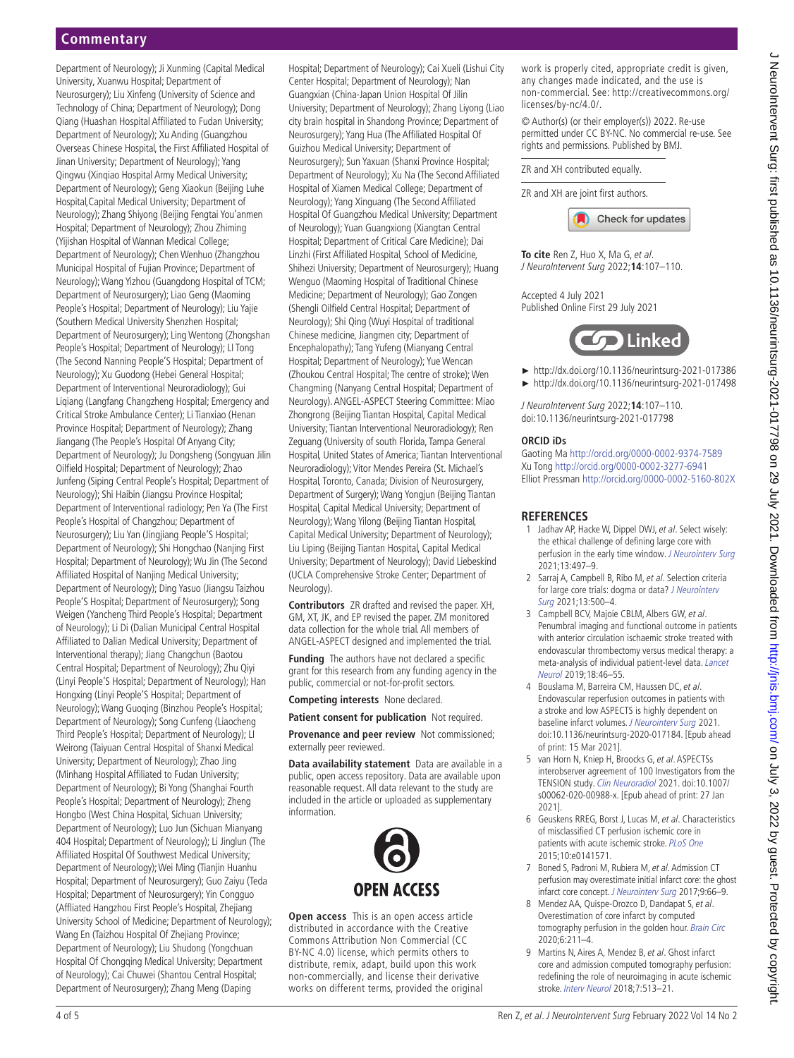Department of Neurology); Ji Xunming (Capital Medical University, Xuanwu Hospital; Department of Neurosurgery); Liu Xinfeng (University of Science and Technology of China; Department of Neurology); Dong Qiang (Huashan Hospital Affiliated to Fudan University; Department of Neurology); Xu Anding (Guangzhou Overseas Chinese Hospital, the First Affiliated Hospital of Jinan University; Department of Neurology); Yang Qingwu (Xinqiao Hospital Army Medical University; Department of Neurology); Geng Xiaokun (Beijing Luhe Hospital,Capital Medical University; Department of Neurology); Zhang Shiyong (Beijing Fengtai You'anmen Hospital; Department of Neurology); Zhou Zhiming (Yijishan Hospital of Wannan Medical College; Department of Neurology); Chen Wenhuo (Zhangzhou Municipal Hospital of Fujian Province; Department of Neurology); Wang Yizhou (Guangdong Hospital of TCM; Department of Neurosurgery); Liao Geng (Maoming People's Hospital; Department of Neurology); Liu Yajie (Southern Medical University Shenzhen Hospital; Department of Neurosurgery); Ling Wentong (Zhongshan People's Hospital; Department of Neurology); LI Tong (The Second Nanning People'S Hospital; Department of Neurology); Xu Guodong (Hebei General Hospital; Department of Interventional Neuroradiology); Gui Liqiang (Langfang Changzheng Hospital; Emergency and Critical Stroke Ambulance Center); Li Tianxiao (Henan Province Hospital; Department of Neurology); Zhang Jiangang (The People's Hospital Of Anyang City; Department of Neurology); Ju Dongsheng (Songyuan Jilin Oilfield Hospital; Department of Neurology); Zhao Junfeng (Siping Central People's Hospital; Department of Neurology); Shi Haibin (Jiangsu Province Hospital; Department of Interventional radiology; Pen Ya (The First People's Hospital of Changzhou; Department of Neurosurgery); Liu Yan (Jingjiang People'S Hospital; Department of Neurology); Shi Hongchao (Nanjing First Hospital; Department of Neurology); Wu Jin (The Second Affiliated Hospital of Nanjing Medical University; Department of Neurology); Ding Yasuo (Jiangsu Taizhou People'S Hospital; Department of Neurosurgery); Song Weigen (Yancheng Third People's Hospital; Department of Neurology); Li Di (Dalian Municipal Central Hospital Affiliated to Dalian Medical University; Department of Interventional therapy); Jiang Changchun (Baotou Central Hospital; Department of Neurology); Zhu Qiyi (Linyi People'S Hospital; Department of Neurology); Han Hongxing (Linyi People'S Hospital; Department of Neurology); Wang Guoqing (Binzhou People's Hospital; Department of Neurology); Song Cunfeng (Liaocheng Third People's Hospital; Department of Neurology); LI Weirong (Taiyuan Central Hospital of Shanxi Medical University; Department of Neurology); Zhao Jing (Minhang Hospital Affiliated to Fudan University; Department of Neurology); Bi Yong (Shanghai Fourth People's Hospital; Department of Neurology); Zheng Hongbo (West China Hospital, Sichuan University; Department of Neurology); Luo Jun (Sichuan Mianyang 404 Hospital; Department of Neurology); Li Jinglun (The Affiliated Hospital Of Southwest Medical University; Department of Neurology); Wei Ming (Tianjin Huanhu Hospital; Department of Neurosurgery); Guo Zaiyu (Teda Hospital; Department of Neurosurgery); Yin Congguo (Affliated Hangzhou First People's Hospital, Zhejiang University School of Medicine; Department of Neurology); Wang En (Taizhou Hospital Of Zhejiang Province; Department of Neurology); Liu Shudong (Yongchuan Hospital Of Chongqing Medical University; Department of Neurology); Cai Chuwei (Shantou Central Hospital; Department of Neurosurgery); Zhang Meng (Daping Hospital; Department of Neurology); Cai Xueli (Lishui City Center Hospital; Department of Neurology); Nan Guangxian (China-Japan Union Hospital Of Jilin University; Department of Neurology); Zhang Liyong (Liao city brain hospital in Shandong Province; Department of Neurosurgery); Yang Hua (The Affiliated Hospital Of Guizhou Medical University; Department of Neurosurgery); Sun Yaxuan (Shanxi Province Hospital; Department of Neurology); Xu Na (The Second Affiliated Hospital of Xiamen Medical College; Department of Neurology); Yang Xinguang (The Second Affiliated Hospital Of Guangzhou Medical University; Department of Neurology); Yuan Guangxiong (Xiangtan Central Hospital; Department of Critical Care Medicine); Dai Linzhi (First Affiliated Hospital, School of Medicine, Shihezi University; Department of Neurosurgery); Huang Wenguo (Maoming Hospital of Traditional Chinese Medicine; Department of Neurology); Gao Zongen (Shengli Oilfield Central Hospital; Department of Neurology); Shi Qing (Wuyi Hospital of traditional Chinese medicine, Jiangmen city; Department of Encephalopathy); Tang Yufeng (Mianyang Central Hospital; Department of Neurology); Yue Wencan (Zhoukou Central Hospital; The centre of stroke); Wen Changming (Nanyang Central Hospital; Department of Neurology). ANGEL-ASPECT Steering Committee: Miao Zhongrong (Beijing Tiantan Hospital, Capital Medical University; Tiantan Interventional Neuroradiology); Ren Zeguang (University of south Florida, Tampa General Hospital, United States of America; Tiantan Interventional Neuroradiology); Vitor Mendes Pereira (St. Michael's Hospital, Toronto, Canada; Division of Neurosurgery, Department of Surgery); Wang Yongjun (Beijing Tiantan Hospital, Capital Medical University; Department of Neurology); Wang Yilong (Beijing Tiantan Hospital, Capital Medical University; Department of Neurology); Liu Liping (Beijing Tiantan Hospital, Capital Medical University; Department of Neurology); David Liebeskind (UCLA Comprehensive Stroke Center; Department of Neurology).

**Contributors** ZR drafted and revised the paper. XH, GM, XT, JK, and EP revised the paper. ZM monitored data collection for the whole trial. All members of ANGEL-ASPECT designed and implemented the trial.

**Funding** The authors have not declared a specific grant for this research from any funding agency in the public, commercial or not-for-profit sectors.

**Competing interests** None declared.

**Patient consent for publication** Not required.

**Provenance and peer review** Not commissioned; externally peer reviewed.

**Data availability statement** Data are available in a public, open access repository. Data are available upon reasonable request. All data relevant to the study are included in the article or uploaded as supplementary information.

OPEN ACCESS

**Open access** This is an open access article distributed in accordance with the Creative Commons Attribution Non Commercial (CC BY-NC 4.0) license, which permits others to distribute, remix, adapt, build upon this work non-commercially, and license their derivative works on different terms, provided the original work is properly cited, appropriate credit is given, any changes made indicated, and the use is non-commercial. See: http://creativecommons.org/licenses/by-nc/4.0/.

© Author(s) (or their employer(s)) 2022. Re-use permitted under CC BY-NC. No commercial re-use. See rights and permissions. Published by BMJ.

ZR and XH contributed equally.

ZR and XH are joint first authors.

**To cite** Ren Z, Huo X, Ma G, *et al*. *J NeuroIntervent Surg* 2022;**14**:107–110.

Accepted 4 July 2021
Published Online First 29 July 2021

- ► http://dx.doi.org/10.1136/neurintsurg-2021-017386
- ► http://dx.doi.org/10.1136/neurintsurg-2021-017498

*J NeuroIntervent Surg* 2022;**14**:107–110.
doi:10.1136/neurintsurg-2021-017798

**ORCID iDs**
Gaoting Ma http://orcid.org/0000-0002-9374-7589
Xu Tong http://orcid.org/0000-0002-3277-6941
Elliot Pressman http://orcid.org/0000-0002-5160-802X

## REFERENCES

1. Jadhav AP, Hacke W, Dippel DWJ, *et al*. Select wisely: the ethical challenge of defining large core with perfusion in the early time window. *J Neurointerv Surg* 2021;13:497–9.
2. Sarraj A, Campbell B, Ribo M, *et al*. Selection criteria for large core trials: dogma or data? *J Neurointerv Surg* 2021;13:500–4.
3. Campbell BCV, Majoie CBLM, Albers GW, *et al*. Penumbral imaging and functional outcome in patients with anterior circulation ischaemic stroke treated with endovascular thrombectomy versus medical therapy: a meta-analysis of individual patient-level data. *Lancet Neurol* 2019;18:46–55.
4. Bouslama M, Barreira CM, Haussen DC, *et al*. Endovascular reperfusion outcomes in patients with a stroke and low ASPECTS is highly dependent on baseline infarct volumes. *J Neurointerv Surg* 2021. doi:10.1136/neurintsurg-2020-017184. [Epub ahead of print: 15 Mar 2021].
5. van Horn N, Kniep H, Broocks G, *et al*. ASPECTSs interobserver agreement of 100 Investigators from the TENSION study. *Clin Neuroradiol* 2021. doi:10.1007/s00062-020-00988-x. [Epub ahead of print: 27 Jan 2021].
6. Geuskens RREG, Borst J, Lucas M, *et al*. Characteristics of misclassified CT perfusion ischemic core in patients with acute ischemic stroke. *PLoS One* 2015;10:e0141571.
7. Boned S, Padroni M, Rubiera M, *et al*. Admission CT perfusion may overestimate initial infarct core: the ghost infarct core concept. *J Neurointerv Surg* 2017;9:66–9.
8. Mendez AA, Quispe-Orozco D, Dandapat S, *et al*. Overestimation of core infarct by computed tomography perfusion in the golden hour. *Brain Circ* 2020;6:211–4.
9. Martins N, Aires A, Mendez B, *et al*. Ghost infarct core and admission computed tomography perfusion: redefining the role of neuroimaging in acute ischemic stroke. *Interv Neurol* 2018;7:513–21.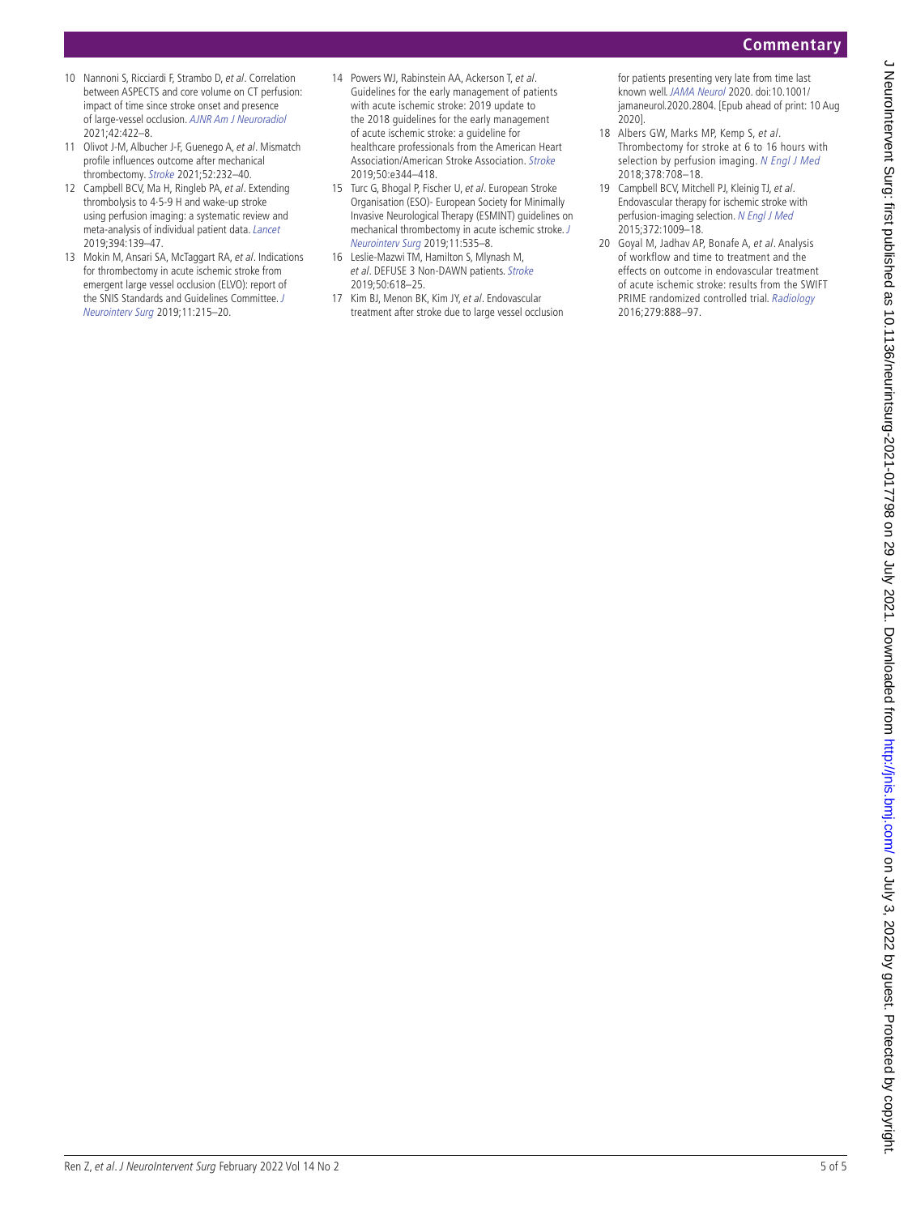10 Nannoni S, Ricciardi F, Strambo D, *et al*. Correlation between ASPECTS and core volume on CT perfusion: impact of time since stroke onset and presence of large-vessel occlusion. *AJNR Am J Neuroradiol* 2021;42:422–8.

11 Olivot J-M, Albucher J-F, Guenego A, *et al*. Mismatch profile influences outcome after mechanical thrombectomy. *Stroke* 2021;52:232–40.

12 Campbell BCV, Ma H, Ringleb PA, *et al*. Extending thrombolysis to 4·5-9 H and wake-up stroke using perfusion imaging: a systematic review and meta-analysis of individual patient data. *Lancet* 2019;394:139–47.

13 Mokin M, Ansari SA, McTaggart RA, *et al*. Indications for thrombectomy in acute ischemic stroke from emergent large vessel occlusion (ELVO): report of the SNIS Standards and Guidelines Committee. *J Neurointerv Surg* 2019;11:215–20.

14 Powers WJ, Rabinstein AA, Ackerson T, *et al*. Guidelines for the early management of patients with acute ischemic stroke: 2019 update to the 2018 guidelines for the early management of acute ischemic stroke: a guideline for healthcare professionals from the American Heart Association/American Stroke Association. *Stroke* 2019;50:e344–418.

15 Turc G, Bhogal P, Fischer U, *et al*. European Stroke Organisation (ESO)- European Society for Minimally Invasive Neurological Therapy (ESMINT) guidelines on mechanical thrombectomy in acute ischemic stroke. *J Neurointerv Surg* 2019;11:535–8.

16 Leslie-Mazwi TM, Hamilton S, Mlynash M, *et al*. DEFUSE 3 Non-DAWN patients. *Stroke* 2019;50:618–25.

17 Kim BJ, Menon BK, Kim JY, *et al*. Endovascular treatment after stroke due to large vessel occlusion for patients presenting very late from time last known well. *JAMA Neurol* 2020. doi:10.1001/jamaneurol.2020.2804. [Epub ahead of print: 10 Aug 2020].

18 Albers GW, Marks MP, Kemp S, *et al*. Thrombectomy for stroke at 6 to 16 hours with selection by perfusion imaging. *N Engl J Med* 2018;378:708–18.

19 Campbell BCV, Mitchell PJ, Kleinig TJ, *et al*. Endovascular therapy for ischemic stroke with perfusion-imaging selection. *N Engl J Med* 2015;372:1009–18.

20 Goyal M, Jadhav AP, Bonafe A, *et al*. Analysis of workflow and time to treatment and the effects on outcome in endovascular treatment of acute ischemic stroke: results from the SWIFT PRIME randomized controlled trial. *Radiology* 2016;279:888–97.